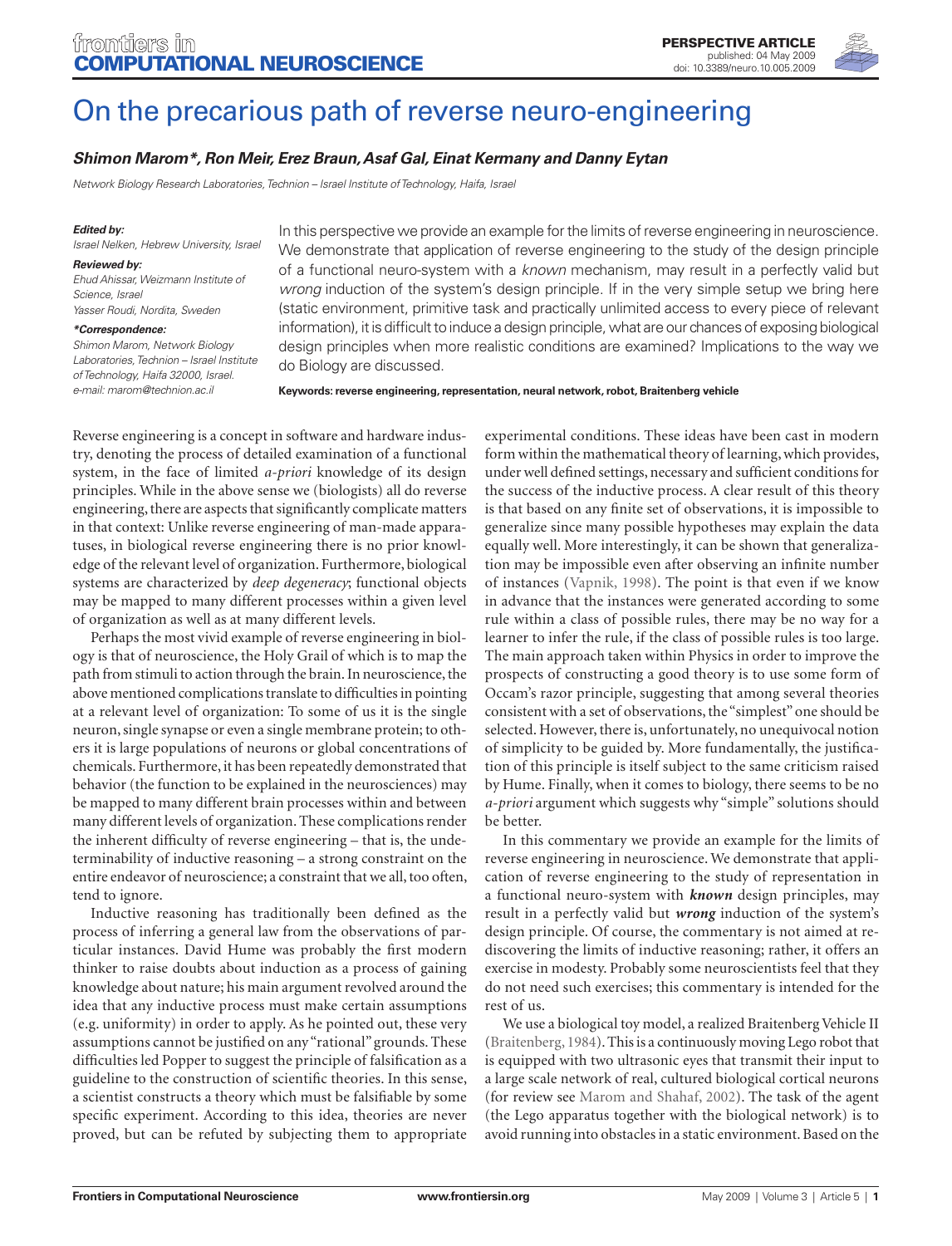# On the precarious path of reverse neuro-engineering

***Shimon Marom\*, Ron Meir, Erez Braun, Asaf Gal, Einat Kermany and Danny Eytan***

*Network Biology Research Laboratories, Technion – Israel Institute of Technology, Haifa, Israel*

***Edited by:***
*Israel Nelken, Hebrew University, Israel*

***Reviewed by:***
*Ehud Ahissar, Weizmann Institute of Science, Israel*
*Yasser Roudi, Nordita, Sweden*

***\*Correspondence:***
*Shimon Marom, Network Biology Laboratories, Technion – Israel Institute of Technology, Haifa 32000, Israel. e-mail: marom@technion.ac.il*

In this perspective we provide an example for the limits of reverse engineering in neuroscience. We demonstrate that application of reverse engineering to the study of the design principle of a functional neuro-system with a *known* mechanism, may result in a perfectly valid but *wrong* induction of the system's design principle. If in the very simple setup we bring here (static environment, primitive task and practically unlimited access to every piece of relevant information), it is difficult to induce a design principle, what are our chances of exposing biological design principles when more realistic conditions are examined? Implications to the way we do Biology are discussed.

**Keywords: reverse engineering, representation, neural network, robot, Braitenberg vehicle**

Reverse engineering is a concept in software and hardware industry, denoting the process of detailed examination of a functional system, in the face of limited *a-priori* knowledge of its design principles. While in the above sense we (biologists) all do reverse engineering, there are aspects that significantly complicate matters in that context: Unlike reverse engineering of man-made apparatuses, in biological reverse engineering there is no prior knowledge of the relevant level of organization. Furthermore, biological systems are characterized by *deep degeneracy*; functional objects may be mapped to many different processes within a given level of organization as well as at many different levels.

Perhaps the most vivid example of reverse engineering in biology is that of neuroscience, the Holy Grail of which is to map the path from stimuli to action through the brain. In neuroscience, the above mentioned complications translate to difficulties in pointing at a relevant level of organization: To some of us it is the single neuron, single synapse or even a single membrane protein; to others it is large populations of neurons or global concentrations of chemicals. Furthermore, it has been repeatedly demonstrated that behavior (the function to be explained in the neurosciences) may be mapped to many different brain processes within and between many different levels of organization. These complications render the inherent difficulty of reverse engineering – that is, the undeterminability of inductive reasoning – a strong constraint on the entire endeavor of neuroscience; a constraint that we all, too often, tend to ignore.

Inductive reasoning has traditionally been defined as the process of inferring a general law from the observations of particular instances. David Hume was probably the first modern thinker to raise doubts about induction as a process of gaining knowledge about nature; his main argument revolved around the idea that any inductive process must make certain assumptions (e.g. uniformity) in order to apply. As he pointed out, these very assumptions cannot be justified on any "rational" grounds. These difficulties led Popper to suggest the principle of falsification as a guideline to the construction of scientific theories. In this sense, a scientist constructs a theory which must be falsifiable by some specific experiment. According to this idea, theories are never proved, but can be refuted by subjecting them to appropriate experimental conditions. These ideas have been cast in modern form within the mathematical theory of learning, which provides, under well defined settings, necessary and sufficient conditions for the success of the inductive process. A clear result of this theory is that based on any finite set of observations, it is impossible to generalize since many possible hypotheses may explain the data equally well. More interestingly, it can be shown that generalization may be impossible even after observing an infinite number of instances (Vapnik, 1998). The point is that even if we know in advance that the instances were generated according to some rule within a class of possible rules, there may be no way for a learner to infer the rule, if the class of possible rules is too large. The main approach taken within Physics in order to improve the prospects of constructing a good theory is to use some form of Occam's razor principle, suggesting that among several theories consistent with a set of observations, the "simplest" one should be selected. However, there is, unfortunately, no unequivocal notion of simplicity to be guided by. More fundamentally, the justification of this principle is itself subject to the same criticism raised by Hume. Finally, when it comes to biology, there seems to be no *a-priori* argument which suggests why "simple" solutions should be better.

In this commentary we provide an example for the limits of reverse engineering in neuroscience. We demonstrate that application of reverse engineering to the study of representation in a functional neuro-system with ***known*** design principles, may result in a perfectly valid but ***wrong*** induction of the system's design principle. Of course, the commentary is not aimed at rediscovering the limits of inductive reasoning; rather, it offers an exercise in modesty. Probably some neuroscientists feel that they do not need such exercises; this commentary is intended for the rest of us.

We use a biological toy model, a realized Braitenberg Vehicle II (Braitenberg, 1984). This is a continuously moving Lego robot that is equipped with two ultrasonic eyes that transmit their input to a large scale network of real, cultured biological cortical neurons (for review see Marom and Shahaf, 2002). The task of the agent (the Lego apparatus together with the biological network) is to avoid running into obstacles in a static environment. Based on the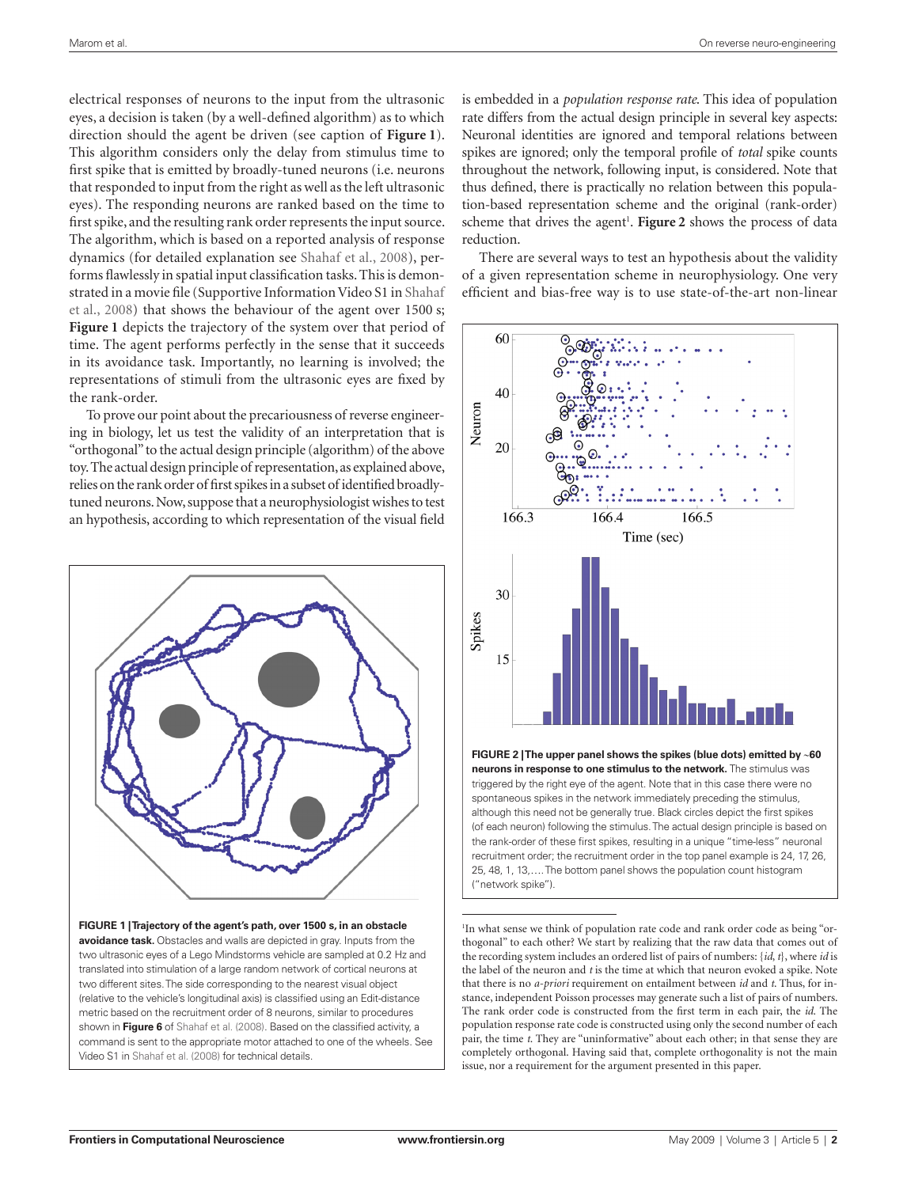electrical responses of neurons to the input from the ultrasonic eyes, a decision is taken (by a well-defined algorithm) as to which direction should the agent be driven (see caption of **Figure 1**). This algorithm considers only the delay from stimulus time to first spike that is emitted by broadly-tuned neurons (i.e. neurons that responded to input from the right as well as the left ultrasonic eyes). The responding neurons are ranked based on the time to first spike, and the resulting rank order represents the input source. The algorithm, which is based on a reported analysis of response dynamics (for detailed explanation see Shahaf et al., 2008), performs flawlessly in spatial input classification tasks. This is demonstrated in a movie file (Supportive Information Video S1 in Shahaf et al., 2008) that shows the behaviour of the agent over 1500 s; **Figure 1** depicts the trajectory of the system over that period of time. The agent performs perfectly in the sense that it succeeds in its avoidance task. Importantly, no learning is involved; the representations of stimuli from the ultrasonic eyes are fixed by the rank-order.

To prove our point about the precariousness of reverse engineering in biology, let us test the validity of an interpretation that is "orthogonal" to the actual design principle (algorithm) of the above toy. The actual design principle of representation, as explained above, relies on the rank order of first spikes in a subset of identified broadly-tuned neurons. Now, suppose that a neurophysiologist wishes to test an hypothesis, according to which representation of the visual field is embedded in a *population response rate*. This idea of population rate differs from the actual design principle in several key aspects: Neuronal identities are ignored and temporal relations between spikes are ignored; only the temporal profile of *total* spike counts throughout the network, following input, is considered. Note that thus defined, there is practically no relation between this population-based representation scheme and the original (rank-order) scheme that drives the agent[1]. **Figure 2** shows the process of data reduction.

There are several ways to test an hypothesis about the validity of a given representation scheme in neurophysiology. One very efficient and bias-free way is to use state-of-the-art non-linear

**FIGURE 1 | Trajectory of the agent's path, over 1500 s, in an obstacle avoidance task.** Obstacles and walls are depicted in gray. Inputs from the two ultrasonic eyes of a Lego Mindstorms vehicle are sampled at 0.2 Hz and translated into stimulation of a large random network of cortical neurons at two different sites. The side corresponding to the nearest visual object (relative to the vehicle's longitudinal axis) is classified using an Edit-distance metric based on the recruitment order of 8 neurons, similar to procedures shown in **Figure 6** of Shahaf et al. (2008). Based on the classified activity, a command is sent to the appropriate motor attached to one of the wheels. See Video S1 in Shahaf et al. (2008) for technical details.

**FIGURE 2 | The upper panel shows the spikes (blue dots) emitted by ~60 neurons in response to one stimulus to the network.** The stimulus was triggered by the right eye of the agent. Note that in this case there were no spontaneous spikes in the network immediately preceding the stimulus, although this need not be generally true. Black circles depict the first spikes (of each neuron) following the stimulus. The actual design principle is based on the rank-order of these first spikes, resulting in a unique "time-less" neuronal recruitment order; the recruitment order in the top panel example is 24, 17, 26, 25, 48, 1, 13,…. The bottom panel shows the population count histogram ("network spike").

[1] In what sense we think of population rate code and rank order code as being "orthogonal" to each other? We start by realizing that the raw data that comes out of the recording system includes an ordered list of pairs of numbers: $\{id, t\}$, where $id$ is the label of the neuron and $t$ is the time at which that neuron evoked a spike. Note that there is no *a-priori* requirement on entailment between $id$ and $t$. Thus, for instance, independent Poisson processes may generate such a list of pairs of numbers. The rank order code is constructed from the first term in each pair, the $id$. The population response rate code is constructed using only the second number of each pair, the time $t$. They are "uninformative" about each other; in that sense they are completely orthogonal. Having said that, complete orthogonality is not the main issue, nor a requirement for the argument presented in this paper.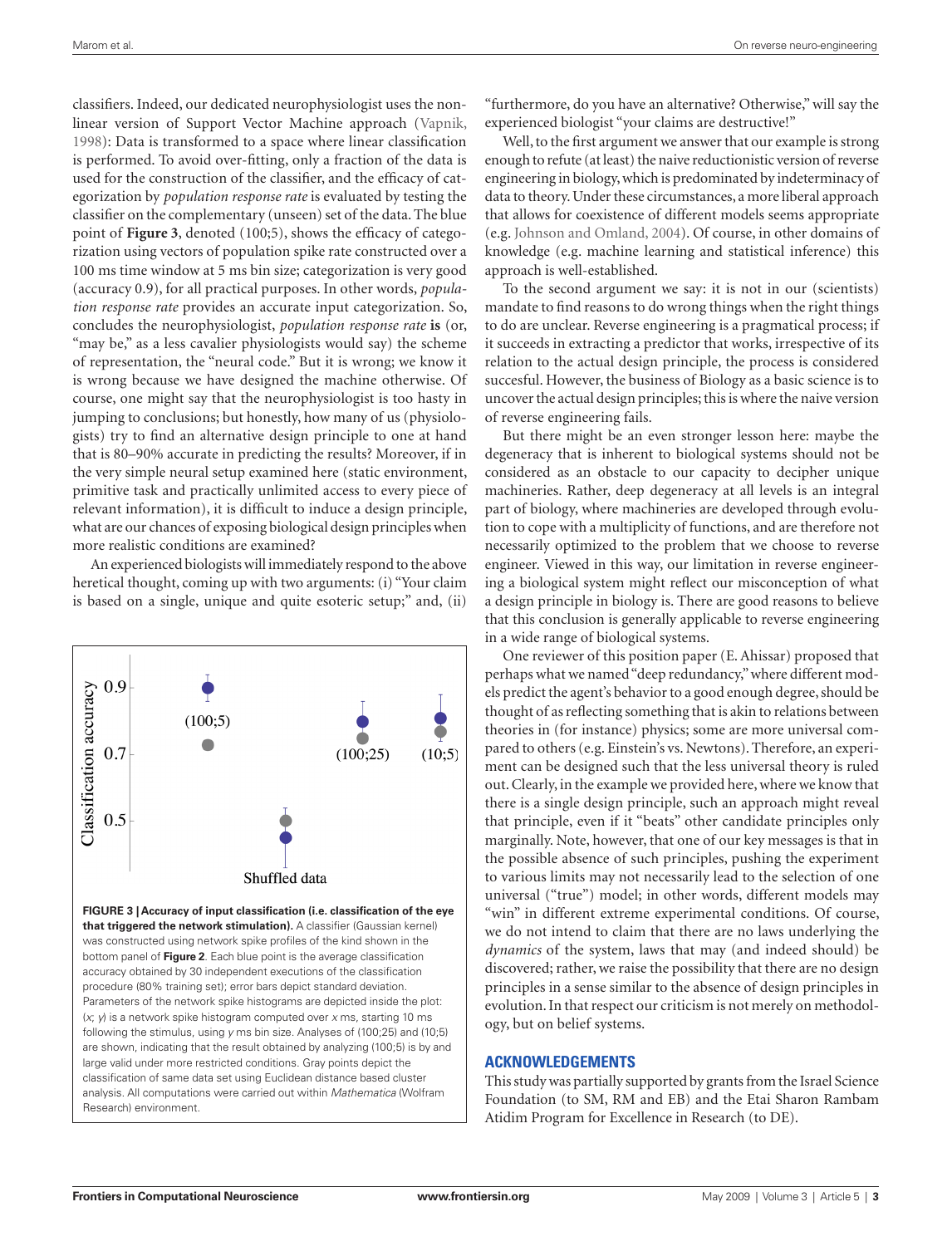classifiers. Indeed, our dedicated neurophysiologist uses the non-linear version of Support Vector Machine approach (Vapnik, 1998): Data is transformed to a space where linear classification is performed. To avoid over-fitting, only a fraction of the data is used for the construction of the classifier, and the efficacy of categorization by *population response rate* is evaluated by testing the classifier on the complementary (unseen) set of the data. The blue point of **Figure 3**, denoted (100;5), shows the efficacy of categorization using vectors of population spike rate constructed over a 100 ms time window at 5 ms bin size; categorization is very good (accuracy 0.9), for all practical purposes. In other words, *population response rate* provides an accurate input categorization. So, concludes the neurophysiologist, *population response rate* **is** (or, "may be," as a less cavalier physiologists would say) the scheme of representation, the "neural code." But it is wrong; we know it is wrong because we have designed the machine otherwise. Of course, one might say that the neurophysiologist is too hasty in jumping to conclusions; but honestly, how many of us (physiologists) try to find an alternative design principle to one at hand that is 80–90% accurate in predicting the results? Moreover, if in the very simple neural setup examined here (static environment, primitive task and practically unlimited access to every piece of relevant information), it is difficult to induce a design principle, what are our chances of exposing biological design principles when more realistic conditions are examined?

An experienced biologists will immediately respond to the above heretical thought, coming up with two arguments: (i) "Your claim is based on a single, unique and quite esoteric setup;" and, (ii) "furthermore, do you have an alternative? Otherwise," will say the experienced biologist "your claims are destructive!"

**FIGURE 3 | Accuracy of input classification (i.e. classification of the eye that triggered the network stimulation).** A classifier (Gaussian kernel) was constructed using network spike profiles of the kind shown in the bottom panel of **Figure 2**. Each blue point is the average classification accuracy obtained by 30 independent executions of the classification procedure (80% training set); error bars depict standard deviation. Parameters of the network spike histograms are depicted inside the plot: ($x$; $y$) is a network spike histogram computed over $x$ ms, starting 10 ms following the stimulus, using $y$ ms bin size. Analyses of (100;25) and (10;5) are shown, indicating that the result obtained by analyzing (100;5) is by and large valid under more restricted conditions. Gray points depict the classification of same data set using Euclidean distance based cluster analysis. All computations were carried out within *Mathematica* (Wolfram Research) environment.

Well, to the first argument we answer that our example is strong enough to refute (at least) the naive reductionistic version of reverse engineering in biology, which is predominated by indeterminacy of data to theory. Under these circumstances, a more liberal approach that allows for coexistence of different models seems appropriate (e.g. Johnson and Omland, 2004). Of course, in other domains of knowledge (e.g. machine learning and statistical inference) this approach is well-established.

To the second argument we say: it is not in our (scientists) mandate to find reasons to do wrong things when the right things to do are unclear. Reverse engineering is a pragmatical process; if it succeeds in extracting a predictor that works, irrespective of its relation to the actual design principle, the process is considered succesful. However, the business of Biology as a basic science is to uncover the actual design principles; this is where the naive version of reverse engineering fails.

But there might be an even stronger lesson here: maybe the degeneracy that is inherent to biological systems should not be considered as an obstacle to our capacity to decipher unique machineries. Rather, deep degeneracy at all levels is an integral part of biology, where machineries are developed through evolution to cope with a multiplicity of functions, and are therefore not necessarily optimized to the problem that we choose to reverse engineer. Viewed in this way, our limitation in reverse engineering a biological system might reflect our misconception of what a design principle in biology is. There are good reasons to believe that this conclusion is generally applicable to reverse engineering in a wide range of biological systems.

One reviewer of this position paper (E. Ahissar) proposed that perhaps what we named "deep redundancy," where different models predict the agent's behavior to a good enough degree, should be thought of as reflecting something that is akin to relations between theories in (for instance) physics; some are more universal compared to others (e.g. Einstein's vs. Newtons). Therefore, an experiment can be designed such that the less universal theory is ruled out. Clearly, in the example we provided here, where we know that there is a single design principle, such an approach might reveal that principle, even if it "beats" other candidate principles only marginally. Note, however, that one of our key messages is that in the possible absence of such principles, pushing the experiment to various limits may not necessarily lead to the selection of one universal ("true") model; in other words, different models may "win" in different extreme experimental conditions. Of course, we do not intend to claim that there are no laws underlying the *dynamics* of the system, laws that may (and indeed should) be discovered; rather, we raise the possibility that there are no design principles in a sense similar to the absence of design principles in evolution. In that respect our criticism is not merely on methodology, but on belief systems.

## ACKNOWLEDGEMENTS

This study was partially supported by grants from the Israel Science Foundation (to SM, RM and EB) and the Etai Sharon Rambam Atidim Program for Excellence in Research (to DE).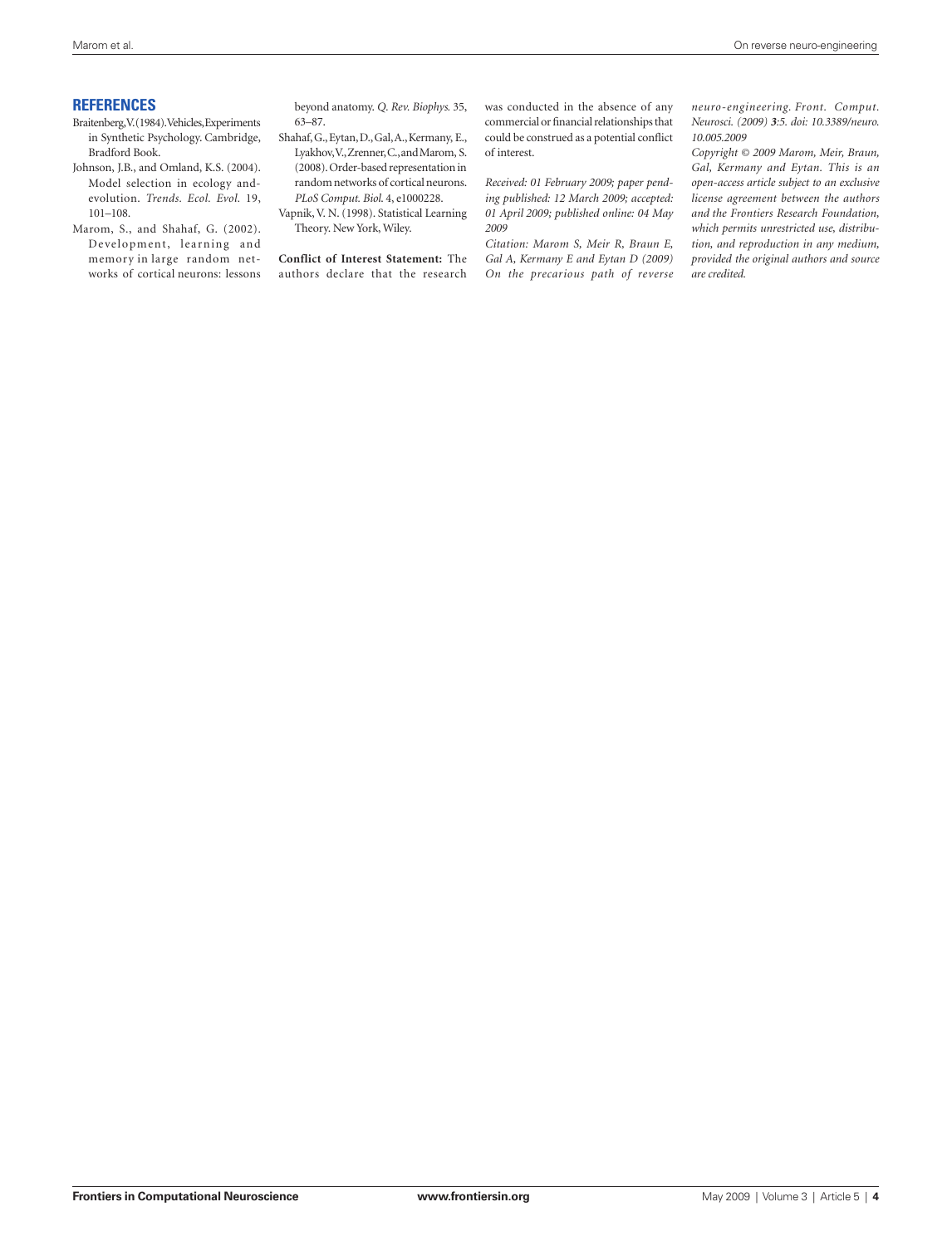## REFERENCES

Braitenberg, V. (1984). Vehicles, Experiments in Synthetic Psychology. Cambridge, Bradford Book.

Johnson, J.B., and Omland, K.S. (2004). Model selection in ecology and evolution. *Trends. Ecol. Evol.* 19, 101–108.

Marom, S., and Shahaf, G. (2002). Development, learning and memory in large random networks of cortical neurons: lessons beyond anatomy. *Q. Rev. Biophys.* 35, 63–87.

Shahaf, G., Eytan, D., Gal, A., Kermany, E., Lyakhov, V., Zrenner, C., and Marom, S. (2008). Order-based representation in random networks of cortical neurons. *PLoS Comput. Biol.* 4, e1000228.

Vapnik, V. N. (1998). Statistical Learning Theory. New York, Wiley.

**Conflict of Interest Statement:** The authors declare that the research was conducted in the absence of any commercial or financial relationships that could be construed as a potential conflict of interest.

*Received: 01 February 2009; paper pending published: 12 March 2009; accepted: 01 April 2009; published online: 04 May 2009*

*Citation: Marom S, Meir R, Braun E, Gal A, Kermany E and Eytan D (2009) On the precarious path of reverse neuro-engineering. Front. Comput. Neurosci. (2009)* ***3****:5. doi: 10.3389/neuro.10.005.2009*

*Copyright © 2009 Marom, Meir, Braun, Gal, Kermany and Eytan. This is an open-access article subject to an exclusive license agreement between the authors and the Frontiers Research Foundation, which permits unrestricted use, distribution, and reproduction in any medium, provided the original authors and source are credited.*